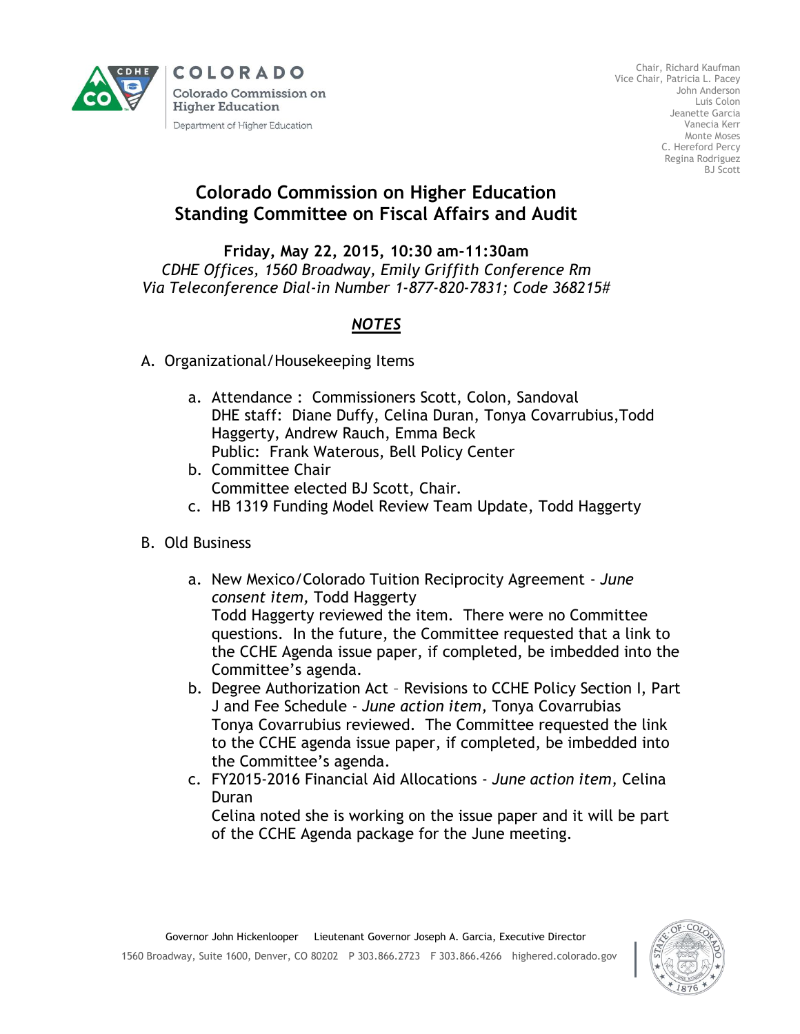COLORADO
Colorado Commission on Higher Education
Department of Higher Education

Chair, Richard Kaufman
Vice Chair, Patricia L. Pacey
John Anderson
Luis Colon
Jeanette Garcia
Vanecia Kerr
Monte Moses
C. Hereford Percy
Regina Rodriguez
BJ Scott

# Colorado Commission on Higher Education
# Standing Committee on Fiscal Affairs and Audit

**Friday, May 22, 2015, 10:30 am-11:30am**
*CDHE Offices, 1560 Broadway, Emily Griffith Conference Rm*
*Via Teleconference Dial-in Number 1-877-820-7831; Code 368215#*

## *NOTES*

A. Organizational/Housekeeping Items

  a. Attendance : Commissioners Scott, Colon, Sandoval
     DHE staff: Diane Duffy, Celina Duran, Tonya Covarrubius,Todd Haggerty, Andrew Rauch, Emma Beck
     Public: Frank Waterous, Bell Policy Center
  b. Committee Chair
     Committee elected BJ Scott, Chair.
  c. HB 1319 Funding Model Review Team Update, Todd Haggerty

B. Old Business

  a. New Mexico/Colorado Tuition Reciprocity Agreement - *June consent item,* Todd Haggerty
     Todd Haggerty reviewed the item. There were no Committee questions. In the future, the Committee requested that a link to the CCHE Agenda issue paper, if completed, be imbedded into the Committee's agenda.
  b. Degree Authorization Act – Revisions to CCHE Policy Section I, Part J and Fee Schedule - *June action item,* Tonya Covarrubias
     Tonya Covarrubius reviewed. The Committee requested the link to the CCHE agenda issue paper, if completed, be imbedded into the Committee's agenda.
  c. FY2015-2016 Financial Aid Allocations - *June action item,* Celina Duran
     Celina noted she is working on the issue paper and it will be part of the CCHE Agenda package for the June meeting.

Governor John Hickenlooper Lieutenant Governor Joseph A. Garcia, Executive Director
1560 Broadway, Suite 1600, Denver, CO 80202 P 303.866.2723 F 303.866.4266 highered.colorado.gov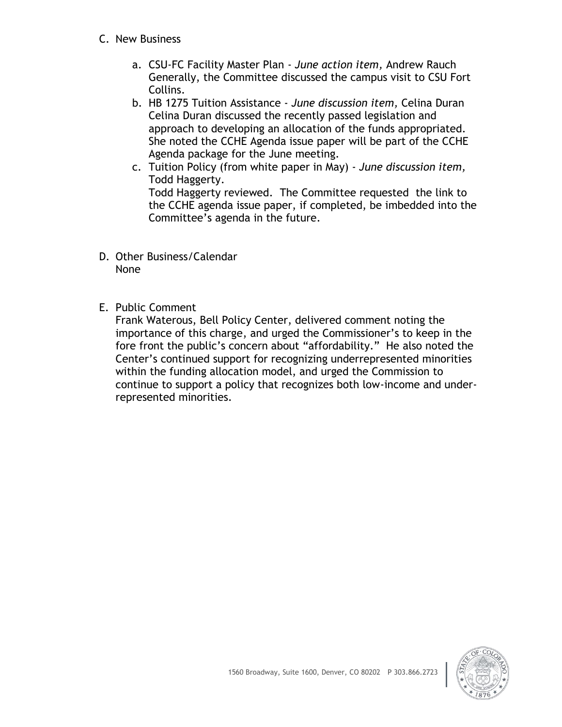C. New Business

   a. CSU-FC Facility Master Plan - *June action item,* Andrew Rauch
      Generally, the Committee discussed the campus visit to CSU Fort Collins.

   b. HB 1275 Tuition Assistance - *June discussion item,* Celina Duran
      Celina Duran discussed the recently passed legislation and approach to developing an allocation of the funds appropriated. She noted the CCHE Agenda issue paper will be part of the CCHE Agenda package for the June meeting.

   c. Tuition Policy (from white paper in May) - *June discussion item,* Todd Haggerty.
      Todd Haggerty reviewed. The Committee requested the link to the CCHE agenda issue paper, if completed, be imbedded into the Committee's agenda in the future.

D. Other Business/Calendar
   None

E. Public Comment
   Frank Waterous, Bell Policy Center, delivered comment noting the importance of this charge, and urged the Commissioner's to keep in the fore front the public's concern about "affordability." He also noted the Center's continued support for recognizing underrepresented minorities within the funding allocation model, and urged the Commission to continue to support a policy that recognizes both low-income and under-represented minorities.